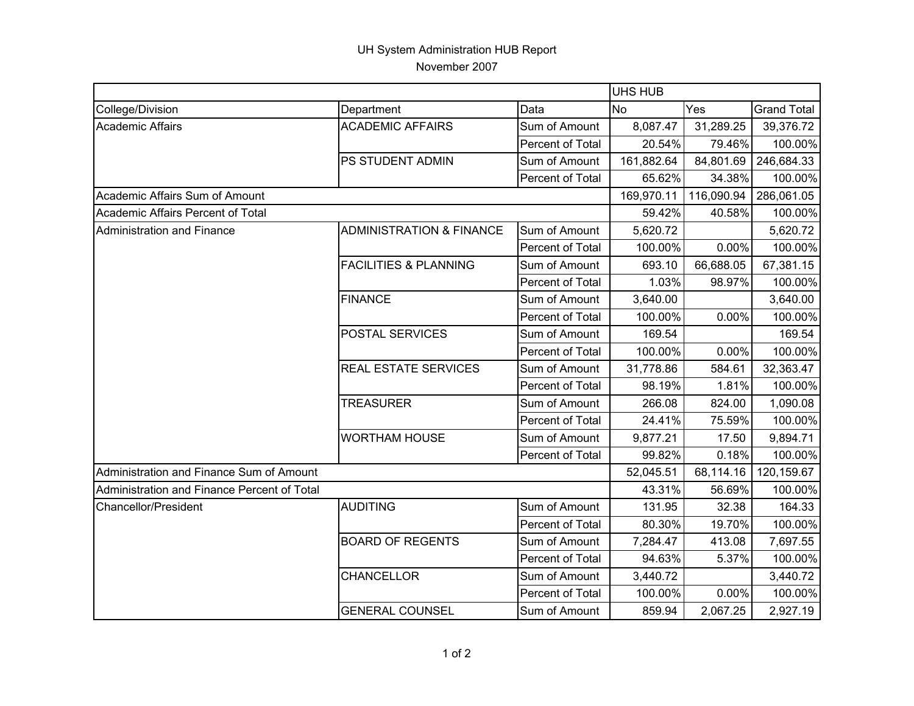UH System Administration HUB Report

November 2007

| | | | UHS HUB | | |
|---|---|---|---|---|---|
| College/Division | Department | Data | No | Yes | Grand Total |
| Academic Affairs | ACADEMIC AFFAIRS | Sum of Amount | 8,087.47 | 31,289.25 | 39,376.72 |
| | | Percent of Total | 20.54% | 79.46% | 100.00% |
| | PS STUDENT ADMIN | Sum of Amount | 161,882.64 | 84,801.69 | 246,684.33 |
| | | Percent of Total | 65.62% | 34.38% | 100.00% |
| Academic Affairs Sum of Amount | | | 169,970.11 | 116,090.94 | 286,061.05 |
| Academic Affairs Percent of Total | | | 59.42% | 40.58% | 100.00% |
| Administration and Finance | ADMINISTRATION & FINANCE | Sum of Amount | 5,620.72 | | 5,620.72 |
| | | Percent of Total | 100.00% | 0.00% | 100.00% |
| | FACILITIES & PLANNING | Sum of Amount | 693.10 | 66,688.05 | 67,381.15 |
| | | Percent of Total | 1.03% | 98.97% | 100.00% |
| | FINANCE | Sum of Amount | 3,640.00 | | 3,640.00 |
| | | Percent of Total | 100.00% | 0.00% | 100.00% |
| | POSTAL SERVICES | Sum of Amount | 169.54 | | 169.54 |
| | | Percent of Total | 100.00% | 0.00% | 100.00% |
| | REAL ESTATE SERVICES | Sum of Amount | 31,778.86 | 584.61 | 32,363.47 |
| | | Percent of Total | 98.19% | 1.81% | 100.00% |
| | TREASURER | Sum of Amount | 266.08 | 824.00 | 1,090.08 |
| | | Percent of Total | 24.41% | 75.59% | 100.00% |
| | WORTHAM HOUSE | Sum of Amount | 9,877.21 | 17.50 | 9,894.71 |
| | | Percent of Total | 99.82% | 0.18% | 100.00% |
| Administration and Finance Sum of Amount | | | 52,045.51 | 68,114.16 | 120,159.67 |
| Administration and Finance Percent of Total | | | 43.31% | 56.69% | 100.00% |
| Chancellor/President | AUDITING | Sum of Amount | 131.95 | 32.38 | 164.33 |
| | | Percent of Total | 80.30% | 19.70% | 100.00% |
| | BOARD OF REGENTS | Sum of Amount | 7,284.47 | 413.08 | 7,697.55 |
| | | Percent of Total | 94.63% | 5.37% | 100.00% |
| | CHANCELLOR | Sum of Amount | 3,440.72 | | 3,440.72 |
| | | Percent of Total | 100.00% | 0.00% | 100.00% |
| | GENERAL COUNSEL | Sum of Amount | 859.94 | 2,067.25 | 2,927.19 |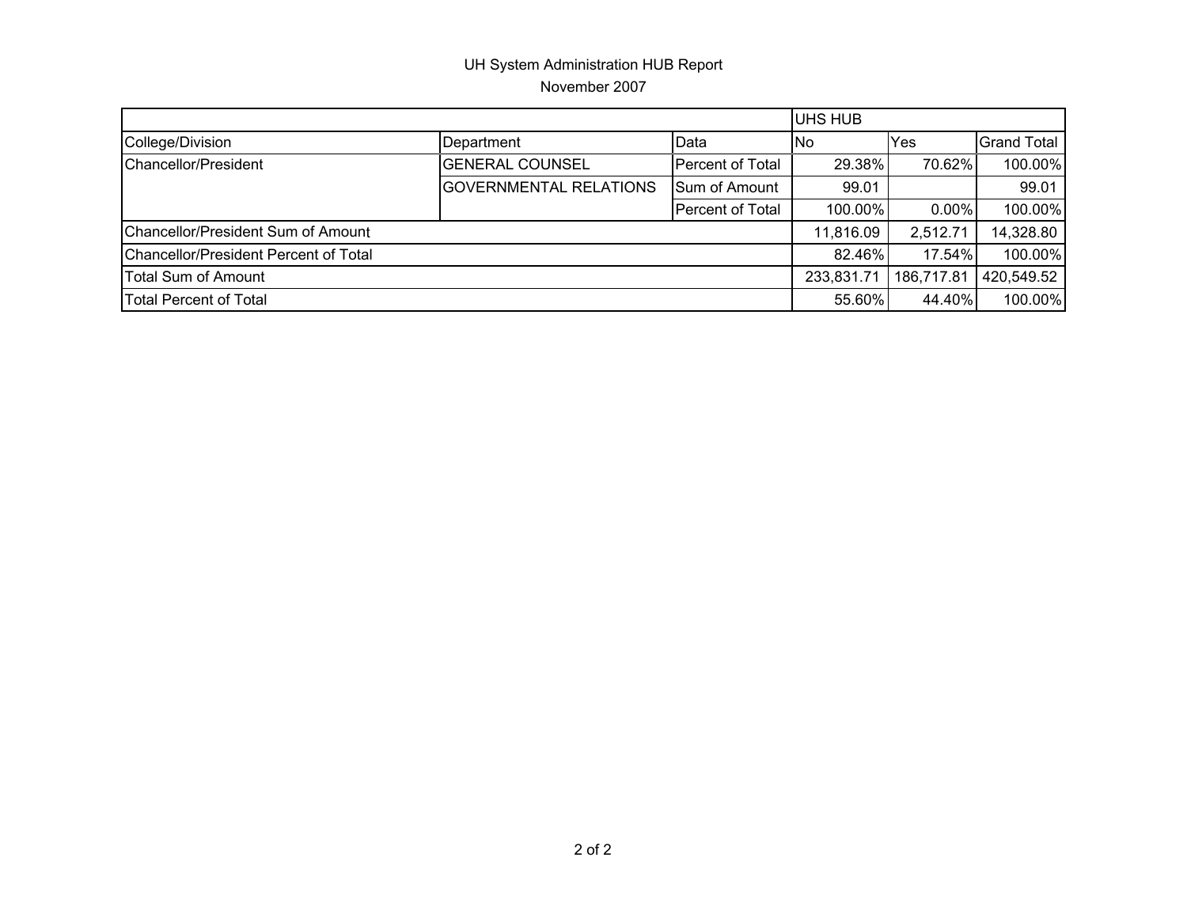UH System Administration HUB Report

November 2007

| | | | UHS HUB | | |
|---|---|---|---|---|---|
| College/Division | Department | Data | No | Yes | Grand Total |
| Chancellor/President | GENERAL COUNSEL | Percent of Total | 29.38% | 70.62% | 100.00% |
| | GOVERNMENTAL RELATIONS | Sum of Amount | 99.01 | | 99.01 |
| | | Percent of Total | 100.00% | 0.00% | 100.00% |
| Chancellor/President Sum of Amount | | | 11,816.09 | 2,512.71 | 14,328.80 |
| Chancellor/President Percent of Total | | | 82.46% | 17.54% | 100.00% |
| Total Sum of Amount | | | 233,831.71 | 186,717.81 | 420,549.52 |
| Total Percent of Total | | | 55.60% | 44.40% | 100.00% |